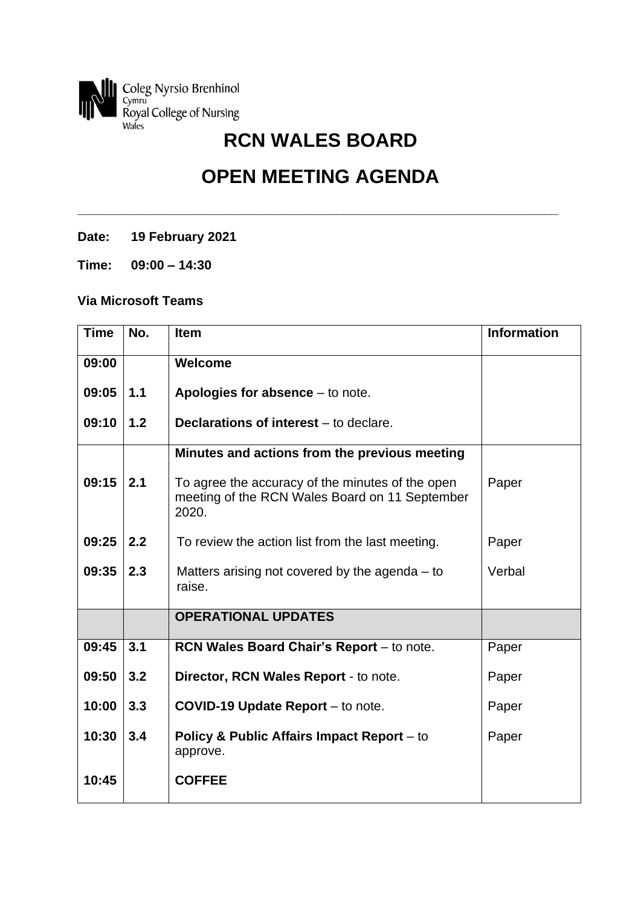Coleg Nyrsio Brenhinol Cymru
Royal College of Nursing Wales

# RCN WALES BOARD

# OPEN MEETING AGENDA

---

**Date: 19 February 2021**

**Time: 09:00 – 14:30**

**Via Microsoft Teams**

| Time | No. | Item | Information |
|---|---|---|---|
| **09:00** | | **Welcome** | |
| **09:05** | **1.1** | **Apologies for absence** – to note. | |
| **09:10** | **1.2** | **Declarations of interest** – to declare. | |
| | | **Minutes and actions from the previous meeting** | |
| **09:15** | **2.1** | To agree the accuracy of the minutes of the open meeting of the RCN Wales Board on 11 September 2020. | Paper |
| **09:25** | **2.2** | To review the action list from the last meeting. | Paper |
| **09:35** | **2.3** | Matters arising not covered by the agenda – to raise. | Verbal |
| | | **OPERATIONAL UPDATES** | |
| **09:45** | **3.1** | **RCN Wales Board Chair's Report** – to note. | Paper |
| **09:50** | **3.2** | **Director, RCN Wales Report** - to note. | Paper |
| **10:00** | **3.3** | **COVID-19 Update Report** – to note. | Paper |
| **10:30** | **3.4** | **Policy & Public Affairs Impact Report** – to approve. | Paper |
| **10:45** | | **COFFEE** | |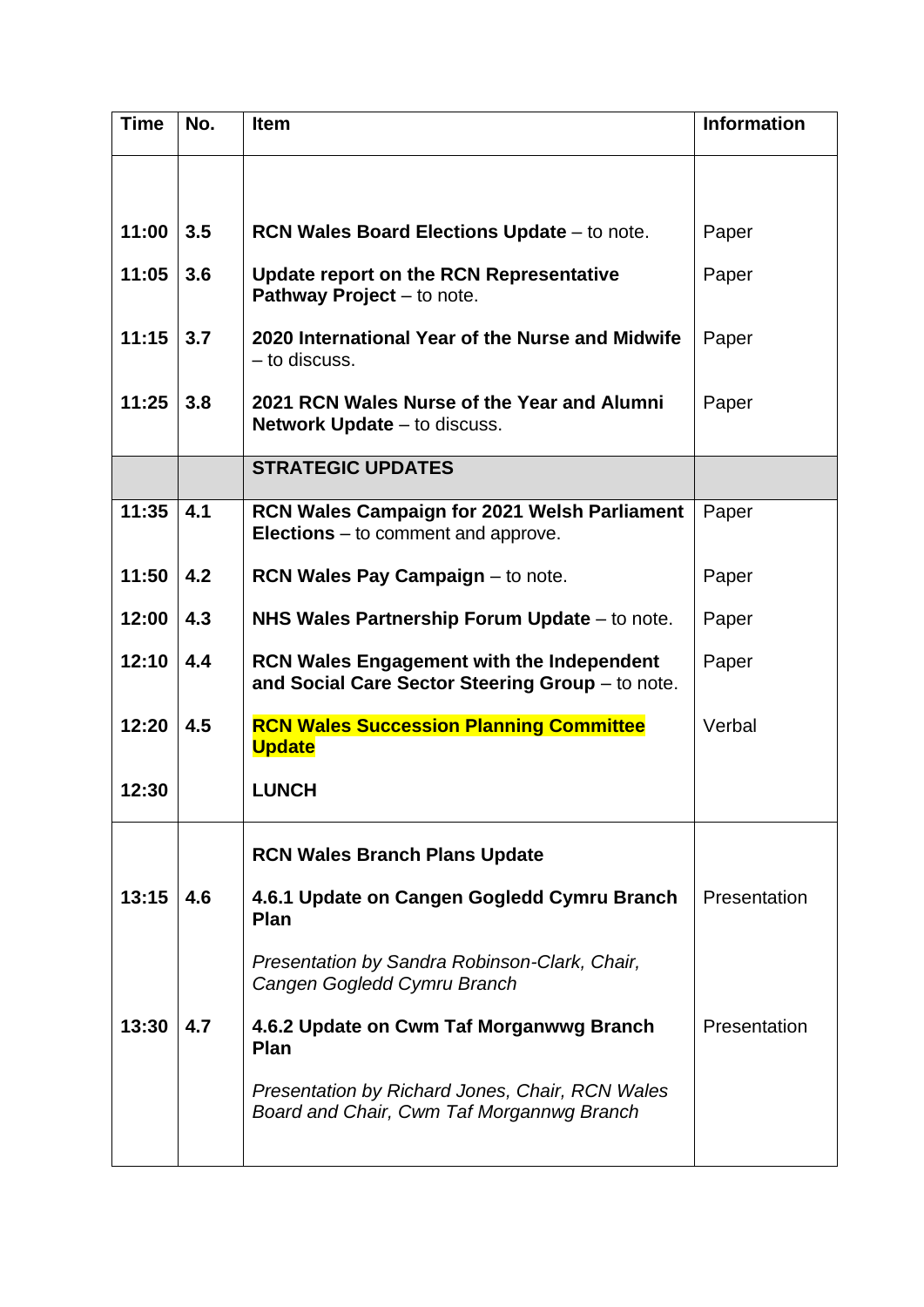| Time | No. | Item | Information |
|---|---|---|---|
| | | | |
| 11:00 | 3.5 | **RCN Wales Board Elections Update** – to note. | Paper |
| 11:05 | 3.6 | **Update report on the RCN Representative Pathway Project** – to note. | Paper |
| 11:15 | 3.7 | **2020 International Year of the Nurse and Midwife** – to discuss. | Paper |
| 11:25 | 3.8 | **2021 RCN Wales Nurse of the Year and Alumni Network Update** – to discuss. | Paper |
| | | **STRATEGIC UPDATES** | |
| 11:35 | 4.1 | **RCN Wales Campaign for 2021 Welsh Parliament Elections** – to comment and approve. | Paper |
| 11:50 | 4.2 | **RCN Wales Pay Campaign** – to note. | Paper |
| 12:00 | 4.3 | **NHS Wales Partnership Forum Update** – to note. | Paper |
| 12:10 | 4.4 | **RCN Wales Engagement with the Independent and Social Care Sector Steering Group** – to note. | Paper |
| 12:20 | 4.5 | **RCN Wales Succession Planning Committee Update** | Verbal |
| 12:30 | | **LUNCH** | |
| | | **RCN Wales Branch Plans Update** | |
| 13:15 | 4.6 | **4.6.1 Update on Cangen Gogledd Cymru Branch Plan**<br><br>*Presentation by Sandra Robinson-Clark, Chair, Cangen Gogledd Cymru Branch* | Presentation |
| 13:30 | 4.7 | **4.6.2 Update on Cwm Taf Morganwwg Branch Plan**<br><br>*Presentation by Richard Jones, Chair, RCN Wales Board and Chair, Cwm Taf Morgannwg Branch* | Presentation |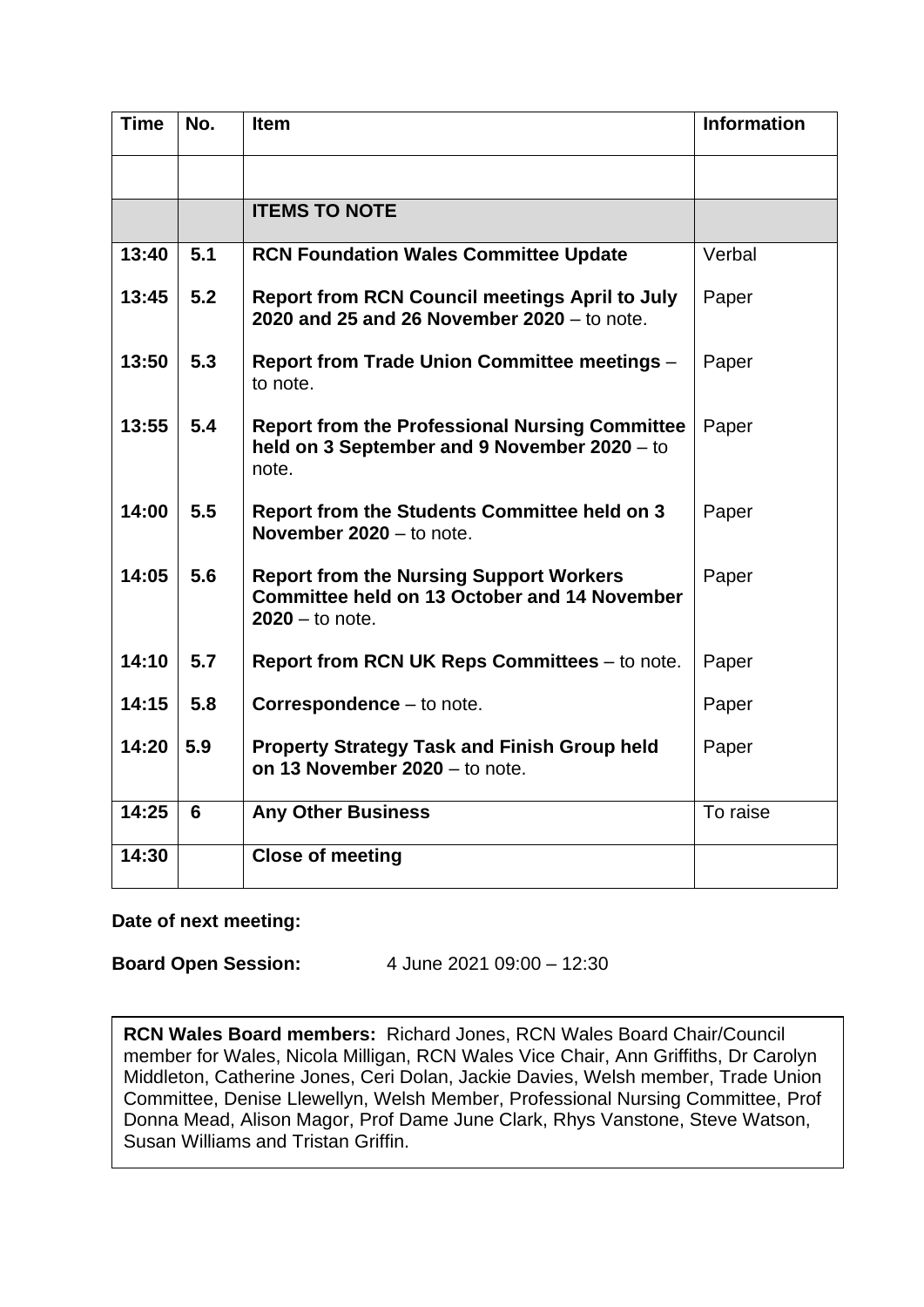| Time | No. | Item | Information |
|---|---|---|---|
| | | | |
| | | **ITEMS TO NOTE** | |
| 13:40 | 5.1 | **RCN Foundation Wales Committee Update** | Verbal |
| 13:45 | 5.2 | **Report from RCN Council meetings April to July 2020 and 25 and 26 November 2020** – to note. | Paper |
| 13:50 | 5.3 | **Report from Trade Union Committee meetings** – to note. | Paper |
| 13:55 | 5.4 | **Report from the Professional Nursing Committee held on 3 September and 9 November 2020** – to note. | Paper |
| 14:00 | 5.5 | **Report from the Students Committee held on 3 November 2020** – to note. | Paper |
| 14:05 | 5.6 | **Report from the Nursing Support Workers Committee held on 13 October and 14 November 2020** – to note. | Paper |
| 14:10 | 5.7 | **Report from RCN UK Reps Committees** – to note. | Paper |
| 14:15 | 5.8 | **Correspondence** – to note. | Paper |
| 14:20 | 5.9 | **Property Strategy Task and Finish Group held on 13 November 2020** – to note. | Paper |
| 14:25 | 6 | **Any Other Business** | To raise |
| 14:30 | | **Close of meeting** | |

**Date of next meeting:**

**Board Open Session:** 4 June 2021 09:00 – 12:30

**RCN Wales Board members:** Richard Jones, RCN Wales Board Chair/Council member for Wales, Nicola Milligan, RCN Wales Vice Chair, Ann Griffiths, Dr Carolyn Middleton, Catherine Jones, Ceri Dolan, Jackie Davies, Welsh member, Trade Union Committee, Denise Llewellyn, Welsh Member, Professional Nursing Committee, Prof Donna Mead, Alison Magor, Prof Dame June Clark, Rhys Vanstone, Steve Watson, Susan Williams and Tristan Griffin.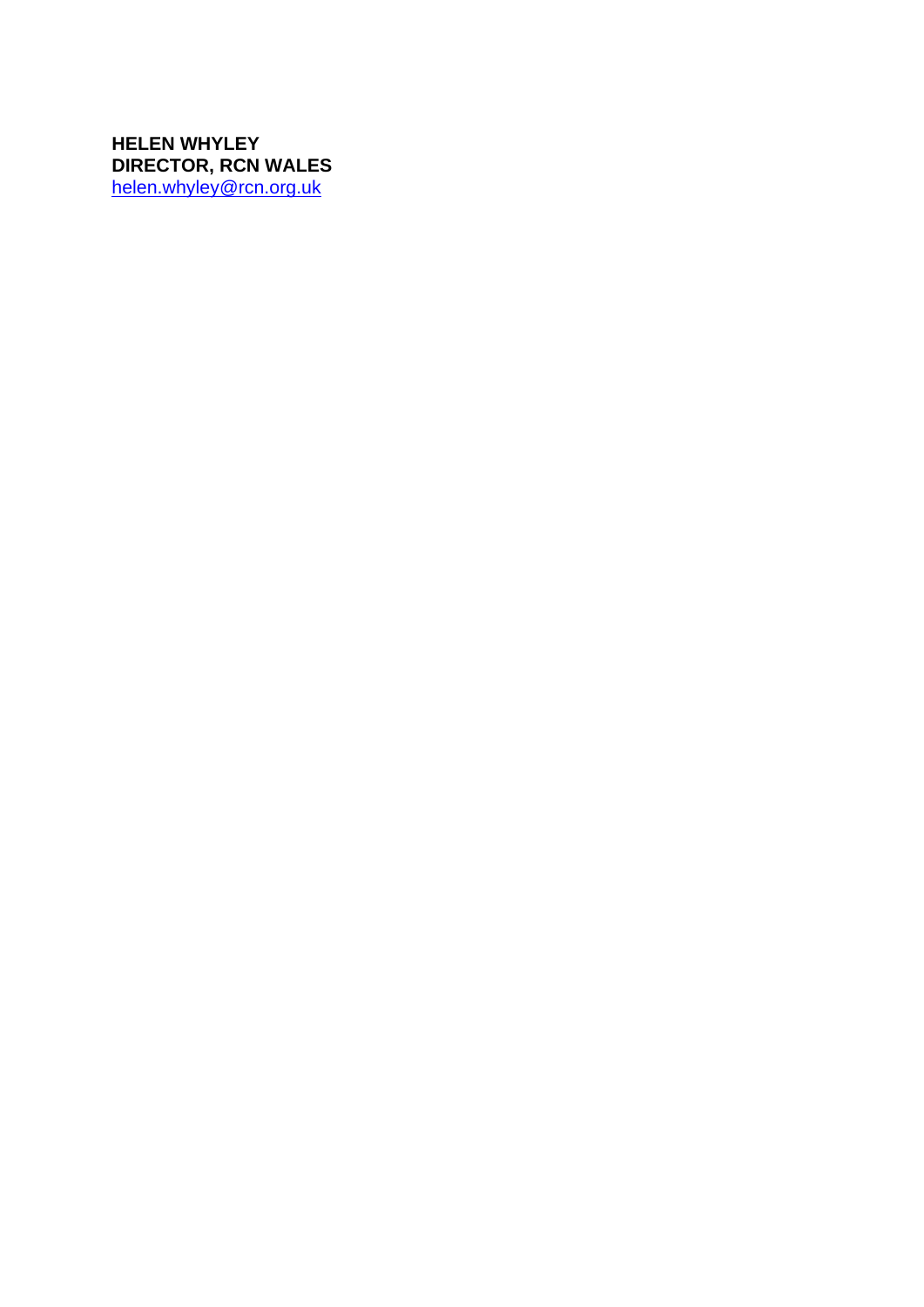**HELEN WHYLEY**
**DIRECTOR, RCN WALES**
helen.whyley@rcn.org.uk